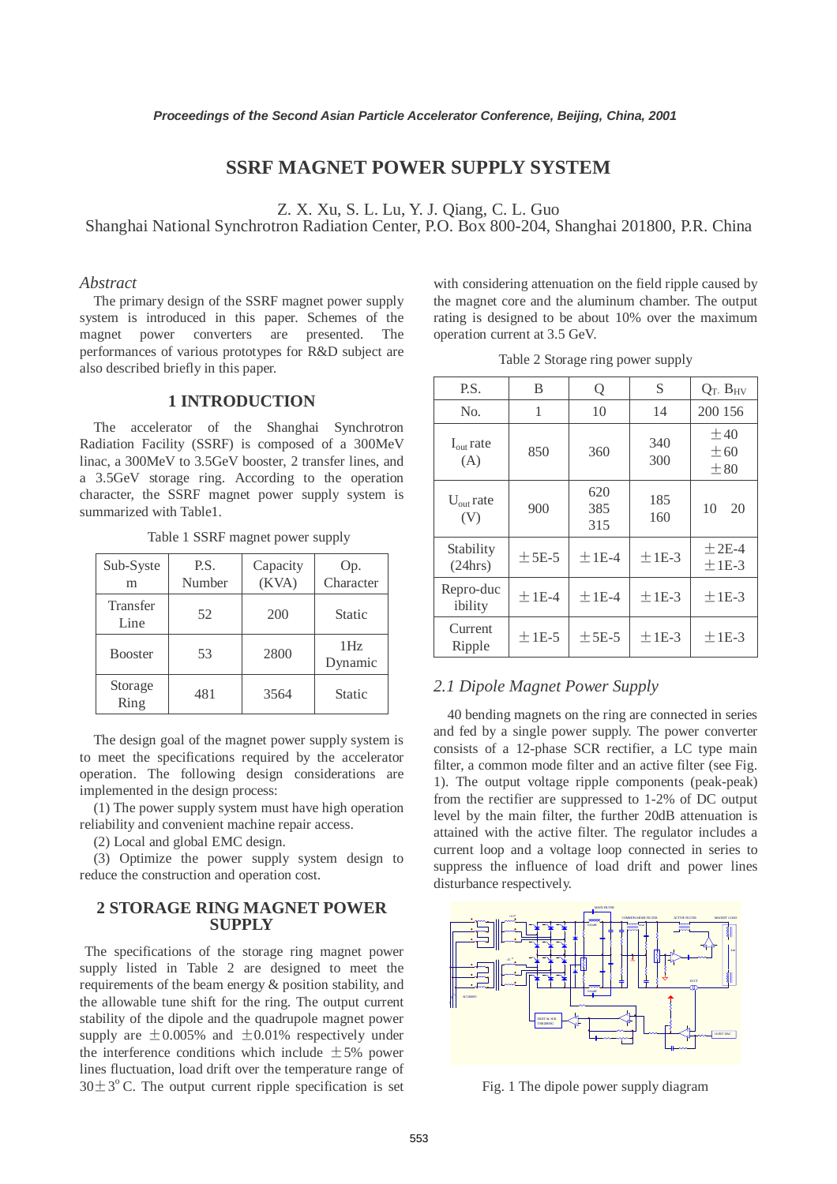# SSRF MAGNET POWER SUPPLY SYSTEM

Z. X. Xu, S. L. Lu, Y. J. Qiang, C. L. Guo
Shanghai National Synchrotron Radiation Center, P.O. Box 800-204, Shanghai 201800, P.R. China

## *Abstract*

The primary design of the SSRF magnet power supply system is introduced in this paper. Schemes of the magnet power converters are presented. The performances of various prototypes for R&D subject are also described briefly in this paper.

## 1 INTRODUCTION

The accelerator of the Shanghai Synchrotron Radiation Facility (SSRF) is composed of a 300MeV linac, a 300MeV to 3.5GeV booster, 2 transfer lines, and a 3.5GeV storage ring. According to the operation character, the SSRF magnet power supply system is summarized with Table1.

Table 1 SSRF magnet power supply

| Sub-System | P.S. Number | Capacity (KVA) | Op. Character |
|---|---|---|---|
| Transfer Line | 52 | 200 | Static |
| Booster | 53 | 2800 | 1Hz Dynamic |
| Storage Ring | 481 | 3564 | Static |

The design goal of the magnet power supply system is to meet the specifications required by the accelerator operation. The following design considerations are implemented in the design process:

(1) The power supply system must have high operation reliability and convenient machine repair access.

(2) Local and global EMC design.

(3) Optimize the power supply system design to reduce the construction and operation cost.

## 2 STORAGE RING MAGNET POWER SUPPLY

The specifications of the storage ring magnet power supply listed in Table 2 are designed to meet the requirements of the beam energy & position stability, and the allowable tune shift for the ring. The output current stability of the dipole and the quadrupole magnet power supply are $\pm 0.005\%$ and $\pm 0.01\%$ respectively under the interference conditions which include $\pm 5\%$ power lines fluctuation, load drift over the temperature range of $30 \pm 3^{o}$ C. The output current ripple specification is set with considering attenuation on the field ripple caused by the magnet core and the aluminum chamber. The output rating is designed to be about 10% over the maximum operation current at 3.5 GeV.

Table 2 Storage ring power supply

| P.S. | B | Q | S | $Q_T$, $B_{HV}$ |
|---|---|---|---|---|
| No. | 1 | 10 | 14 | 200 156 |
| $I_{out}$ rate (A) | 850 | 360 | 340<br>300 | ±40<br>±60<br>±80 |
| $U_{out}$ rate (V) | 900 | 620<br>385<br>315 | 185<br>160 | 10  20 |
| Stability (24hrs) | ±5E-5 | ±1E-4 | ±1E-3 | ±2E-4<br>±1E-3 |
| Repro-ducibility | ±1E-4 | ±1E-4 | ±1E-3 | ±1E-3 |
| Current Ripple | ±1E-5 | ±5E-5 | ±1E-3 | ±1E-3 |

### *2.1 Dipole Magnet Power Supply*

40 bending magnets on the ring are connected in series and fed by a single power supply. The power converter consists of a 12-phase SCR rectifier, a LC type main filter, a common mode filter and an active filter (see Fig. 1). The output voltage ripple components (peak-peak) from the rectifier are suppressed to 1-2% of DC output level by the main filter, the further 20dB attenuation is attained with the active filter. The regulator includes a current loop and a voltage loop connected in series to suppress the influence of load drift and power lines disturbance respectively.

Fig. 1 The dipole power supply diagram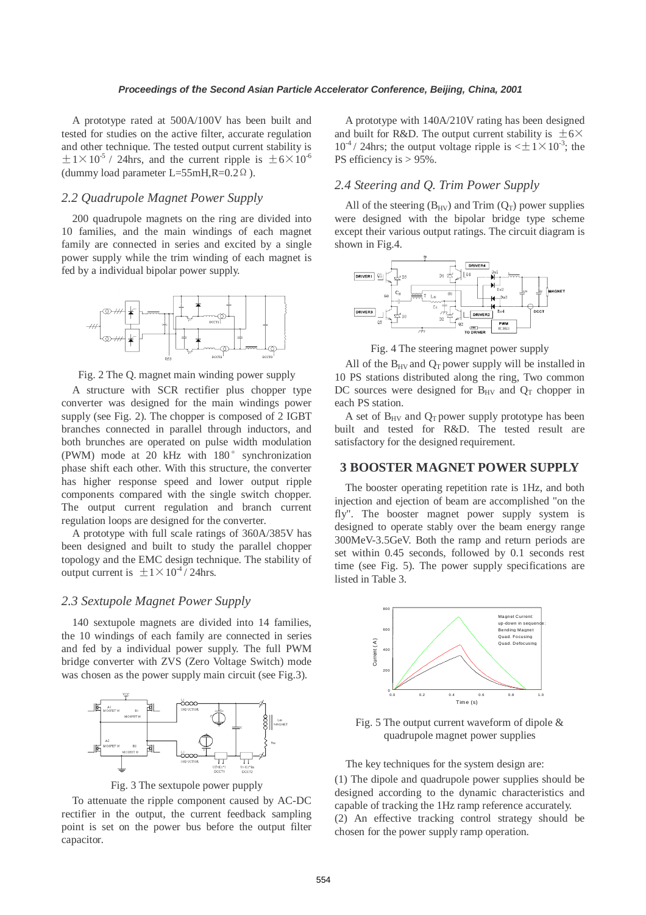A prototype rated at 500A/100V has been built and tested for studies on the active filter, accurate regulation and other technique. The tested output current stability is $\pm1\times10^{-5}$ / 24hrs, and the current ripple is $\pm6\times10^{-6}$ (dummy load parameter L=55mH,R=0.2Ω).

### 2.2 Quadrupole Magnet Power Supply

200 quadrupole magnets on the ring are divided into 10 families, and the main windings of each magnet family are connected in series and excited by a single power supply while the trim winding of each magnet is fed by a individual bipolar power supply.

Fig. 2 The Q. magnet main winding power supply

A structure with SCR rectifier plus chopper type converter was designed for the main windings power supply (see Fig. 2). The chopper is composed of 2 IGBT branches connected in parallel through inductors, and both brunches are operated on pulse width modulation (PWM) mode at 20 kHz with 180° synchronization phase shift each other. With this structure, the converter has higher response speed and lower output ripple components compared with the single switch chopper. The output current regulation and branch current regulation loops are designed for the converter.

A prototype with full scale ratings of 360A/385V has been designed and built to study the parallel chopper topology and the EMC design technique. The stability of output current is $\pm1\times10^{-4}$ / 24hrs.

### 2.3 Sextupole Magnet Power Supply

140 sextupole magnets are divided into 14 families, the 10 windings of each family are connected in series and fed by a individual power supply. The full PWM bridge converter with ZVS (Zero Voltage Switch) mode was chosen as the power supply main circuit (see Fig.3).

Fig. 3 The sextupole power pupply

To attenuate the ripple component caused by AC-DC rectifier in the output, the current feedback sampling point is set on the power bus before the output filter capacitor.

A prototype with 140A/210V rating has been designed and built for R&D. The output current stability is $\pm6\times10^{-4}$ / 24hrs; the output voltage ripple is $<\pm1\times10^{-3}$; the PS efficiency is > 95%.

### 2.4 Steering and Q. Trim Power Supply

All of the steering ($B_{HV}$) and Trim ($Q_T$) power supplies were designed with the bipolar bridge type scheme except their various output ratings. The circuit diagram is shown in Fig.4.

Fig. 4 The steering magnet power supply

All of the $B_{HV}$ and $Q_T$ power supply will be installed in 10 PS stations distributed along the ring, Two common DC sources were designed for $B_{HV}$ and $Q_T$ chopper in each PS station.

A set of $B_{HV}$ and $Q_T$ power supply prototype has been built and tested for R&D. The tested result are satisfactory for the designed requirement.

## 3 BOOSTER MAGNET POWER SUPPLY

The booster operating repetition rate is 1Hz, and both injection and ejection of beam are accomplished "on the fly". The booster magnet power supply system is designed to operate stably over the beam energy range 300MeV-3.5GeV. Both the ramp and return periods are set within 0.45 seconds, followed by 0.1 seconds rest time (see Fig. 5). The power supply specifications are listed in Table 3.

Fig. 5 The output current waveform of dipole & quadrupole magnet power supplies

The key techniques for the system design are:

(1) The dipole and quadrupole power supplies should be designed according to the dynamic characteristics and capable of tracking the 1Hz ramp reference accurately.

(2) An effective tracking control strategy should be chosen for the power supply ramp operation.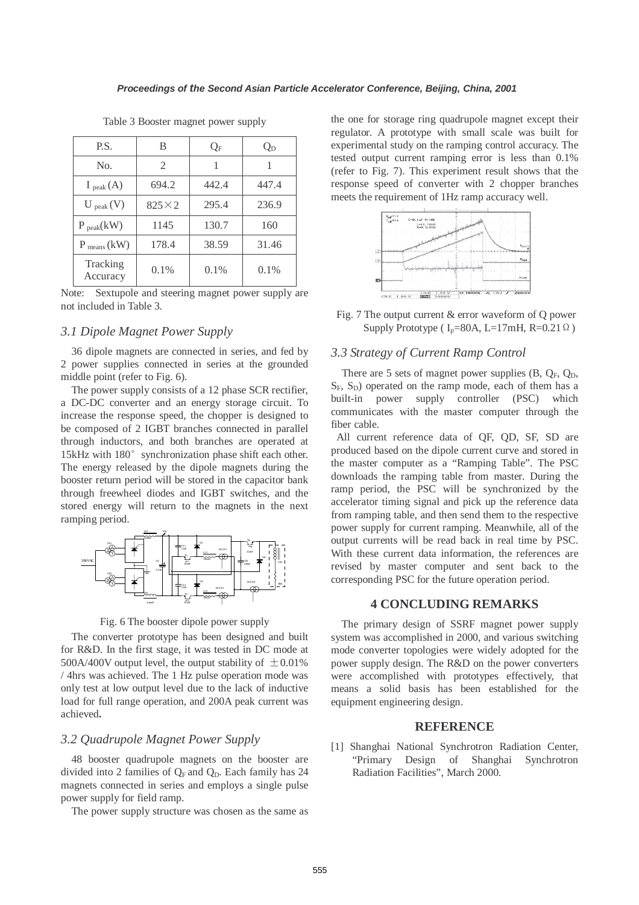Table 3 Booster magnet power supply

| P.S. | B | $Q_F$ | $Q_D$ |
|---|---|---|---|
| No. | 2 | 1 | 1 |
| $I_{peak}$ (A) | 694.2 | 442.4 | 447.4 |
| $U_{peak}$ (V) | 825×2 | 295.4 | 236.9 |
| $P_{peak}$(kW) | 1145 | 130.7 | 160 |
| $P_{means}$ (kW) | 178.4 | 38.59 | 31.46 |
| Tracking Accuracy | 0.1% | 0.1% | 0.1% |

Note: Sextupole and steering magnet power supply are not included in Table 3.

### *3.1 Dipole Magnet Power Supply*

36 dipole magnets are connected in series, and fed by 2 power supplies connected in series at the grounded middle point (refer to Fig. 6).

The power supply consists of a 12 phase SCR rectifier, a DC-DC converter and an energy storage circuit. To increase the response speed, the chopper is designed to be composed of 2 IGBT branches connected in parallel through inductors, and both branches are operated at 15kHz with 180° synchronization phase shift each other. The energy released by the dipole magnets during the booster return period will be stored in the capacitor bank through freewheel diodes and IGBT switches, and the stored energy will return to the magnets in the next ramping period.

Fig. 6 The booster dipole power supply

The converter prototype has been designed and built for R&D. In the first stage, it was tested in DC mode at 500A/400V output level, the output stability of ±0.01% / 4hrs was achieved. The 1 Hz pulse operation mode was only test at low output level due to the lack of inductive load for full range operation, and 200A peak current was achieved**.**

### *3.2 Quadrupole Magnet Power Supply*

48 booster quadrupole magnets on the booster are divided into 2 families of $Q_F$ and $Q_D$. Each family has 24 magnets connected in series and employs a single pulse power supply for field ramp.

The power supply structure was chosen as the same as the one for storage ring quadrupole magnet except their regulator. A prototype with small scale was built for experimental study on the ramping control accuracy. The tested output current ramping error is less than 0.1% (refer to Fig. 7). This experiment result shows that the response speed of converter with 2 chopper branches meets the requirement of 1Hz ramp accuracy well.

Fig. 7 The output current & error waveform of Q power Supply Prototype ( $I_p$=80A, L=17mH, R=0.21Ω)

### *3.3 Strategy of Current Ramp Control*

There are 5 sets of magnet power supplies (B, $Q_F$, $Q_D$, $S_F$, $S_D$) operated on the ramp mode, each of them has a built-in power supply controller (PSC) which communicates with the master computer through the fiber cable.

All current reference data of QF, QD, SF, SD are produced based on the dipole current curve and stored in the master computer as a "Ramping Table". The PSC downloads the ramping table from master. During the ramp period, the PSC will be synchronized by the accelerator timing signal and pick up the reference data from ramping table, and then send them to the respective power supply for current ramping. Meanwhile, all of the output currents will be read back in real time by PSC. With these current data information, the references are revised by master computer and sent back to the corresponding PSC for the future operation period.

## 4 CONCLUDING REMARKS

The primary design of SSRF magnet power supply system was accomplished in 2000, and various switching mode converter topologies were widely adopted for the power supply design. The R&D on the power converters were accomplished with prototypes effectively, that means a solid basis has been established for the equipment engineering design.

## REFERENCE

[1] Shanghai National Synchrotron Radiation Center, "Primary Design of Shanghai Synchrotron Radiation Facilities", March 2000.